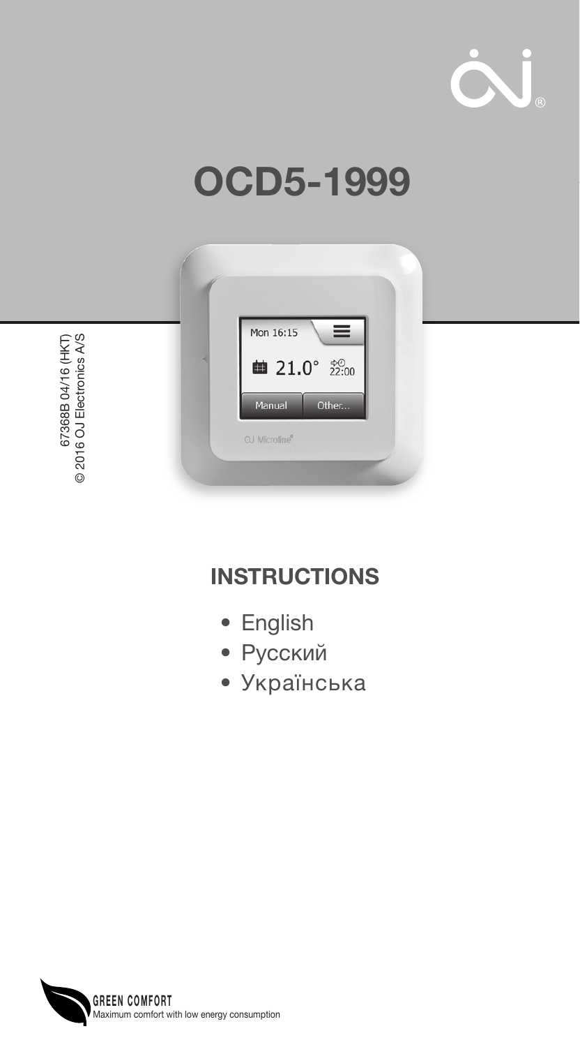# OCD5-1999

67368B 04/16 (HKT)
© 2016 OJ Electronics A/S

## INSTRUCTIONS

- English
- Русский
- Українська

**GREEN COMFORT**
Maximum comfort with low energy consumption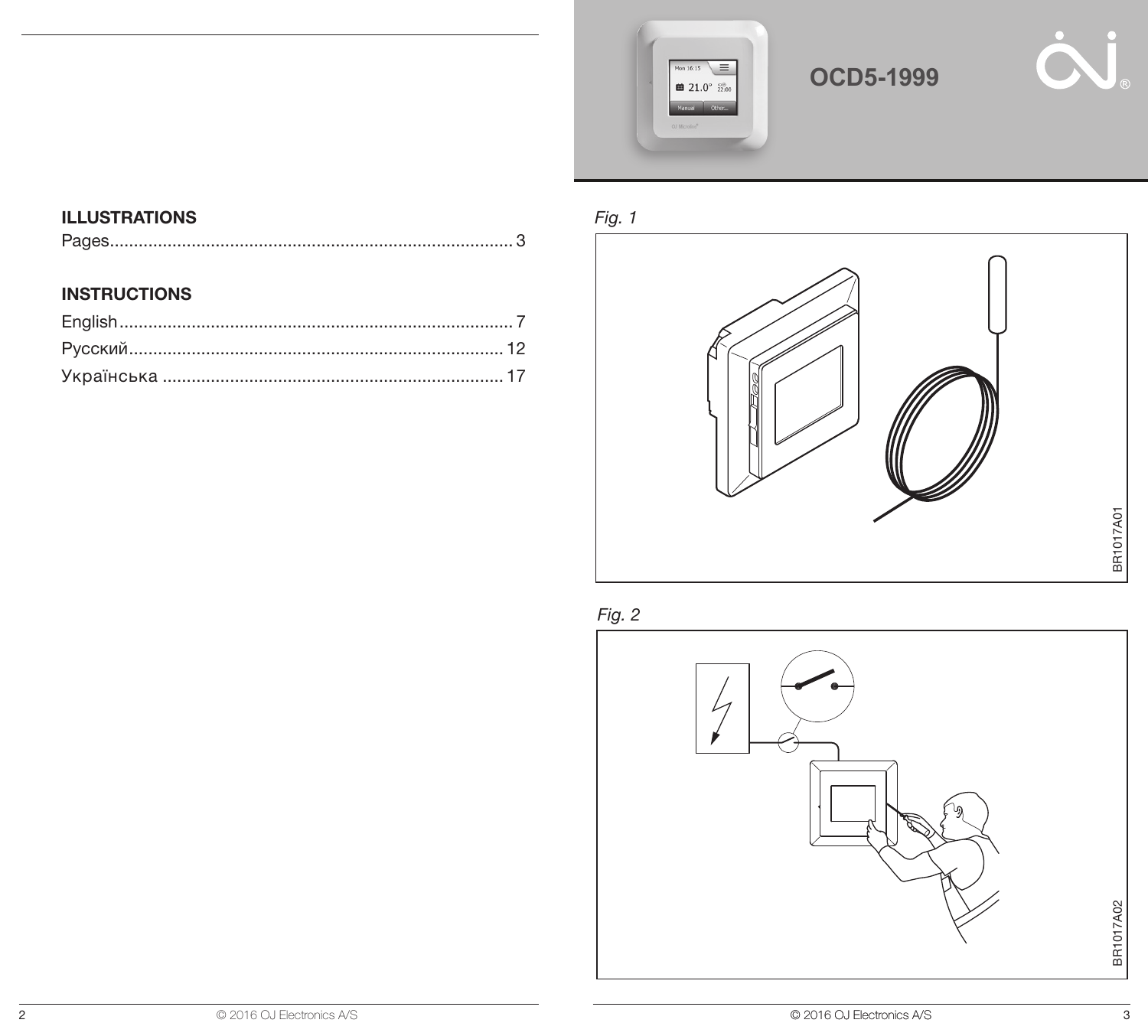## ILLUSTRATIONS

Pages.................................................................................... 3

## INSTRUCTIONS

English.................................................................................. 7

Русский.............................................................................. 12

Українська ........................................................................ 17

# OCD5-1999

*Fig. 1*

BR1017A01

*Fig. 2*

BR1017A02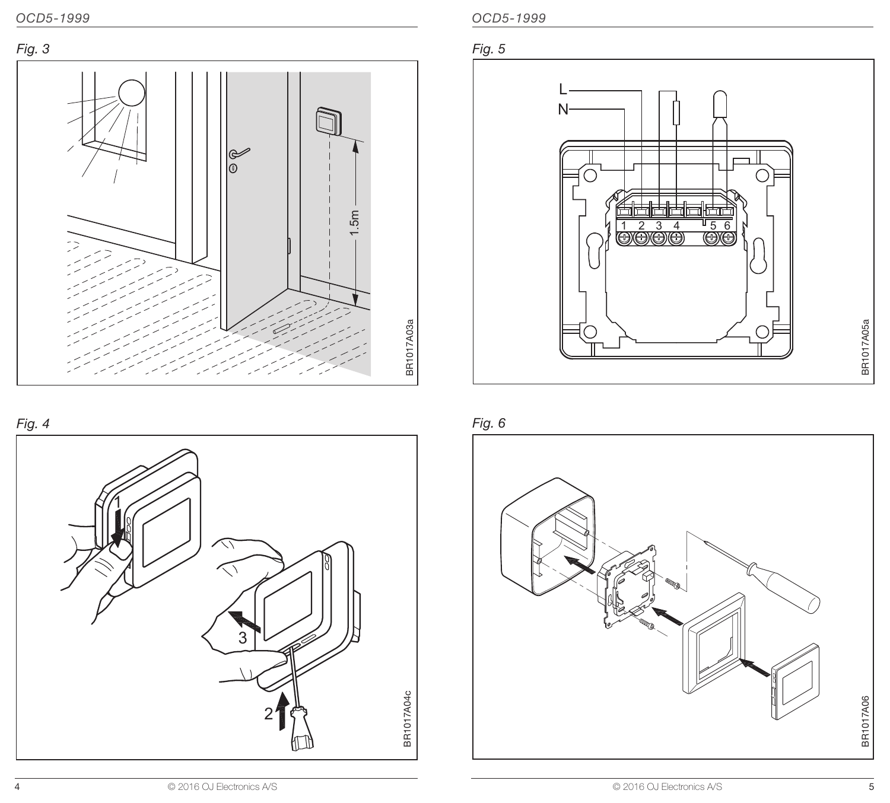*Fig. 3*

*Fig. 4*

*Fig. 5*

*Fig. 6*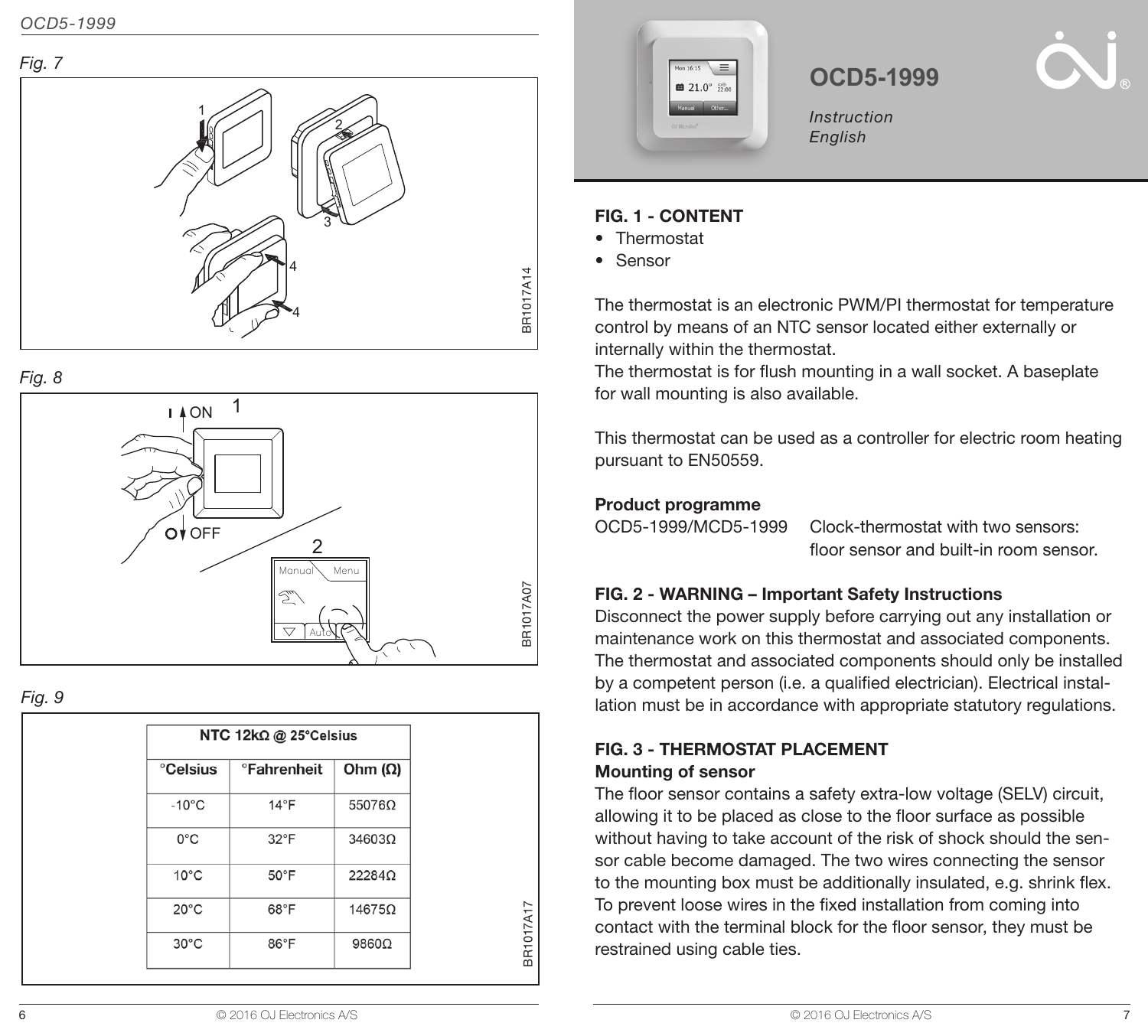*Fig. 7*

BR1017A14

*Fig. 8*

BR1017A07

*Fig. 9*

| NTC 12kΩ @ 25°Celsius | | |
|---|---|---|
| °Celsius | °Fahrenheit | Ohm (Ω) |
| -10°C | 14°F | 55076Ω |
| 0°C | 32°F | 34603Ω |
| 10°C | 50°F | 22284Ω |
| 20°C | 68°F | 14675Ω |
| 30°C | 86°F | 9860Ω |

BR1017A17

# OCD5-1999

*Instruction*
*English*

**FIG. 1 - CONTENT**

- Thermostat
- Sensor

The thermostat is an electronic PWM/PI thermostat for temperature control by means of an NTC sensor located either externally or internally within the thermostat.
The thermostat is for flush mounting in a wall socket. A baseplate for wall mounting is also available.

This thermostat can be used as a controller for electric room heating pursuant to EN50559.

**Product programme**

| OCD5-1999/MCD5-1999 | Clock-thermostat with two sensors: floor sensor and built-in room sensor. |
|---|---|

**FIG. 2 - WARNING – Important Safety Instructions**

Disconnect the power supply before carrying out any installation or maintenance work on this thermostat and associated components. The thermostat and associated components should only be installed by a competent person (i.e. a qualified electrician). Electrical installation must be in accordance with appropriate statutory regulations.

**FIG. 3 - THERMOSTAT PLACEMENT**

**Mounting of sensor**

The floor sensor contains a safety extra-low voltage (SELV) circuit, allowing it to be placed as close to the floor surface as possible without having to take account of the risk of shock should the sensor cable become damaged. The two wires connecting the sensor to the mounting box must be additionally insulated, e.g. shrink flex. To prevent loose wires in the fixed installation from coming into contact with the terminal block for the floor sensor, they must be restrained using cable ties.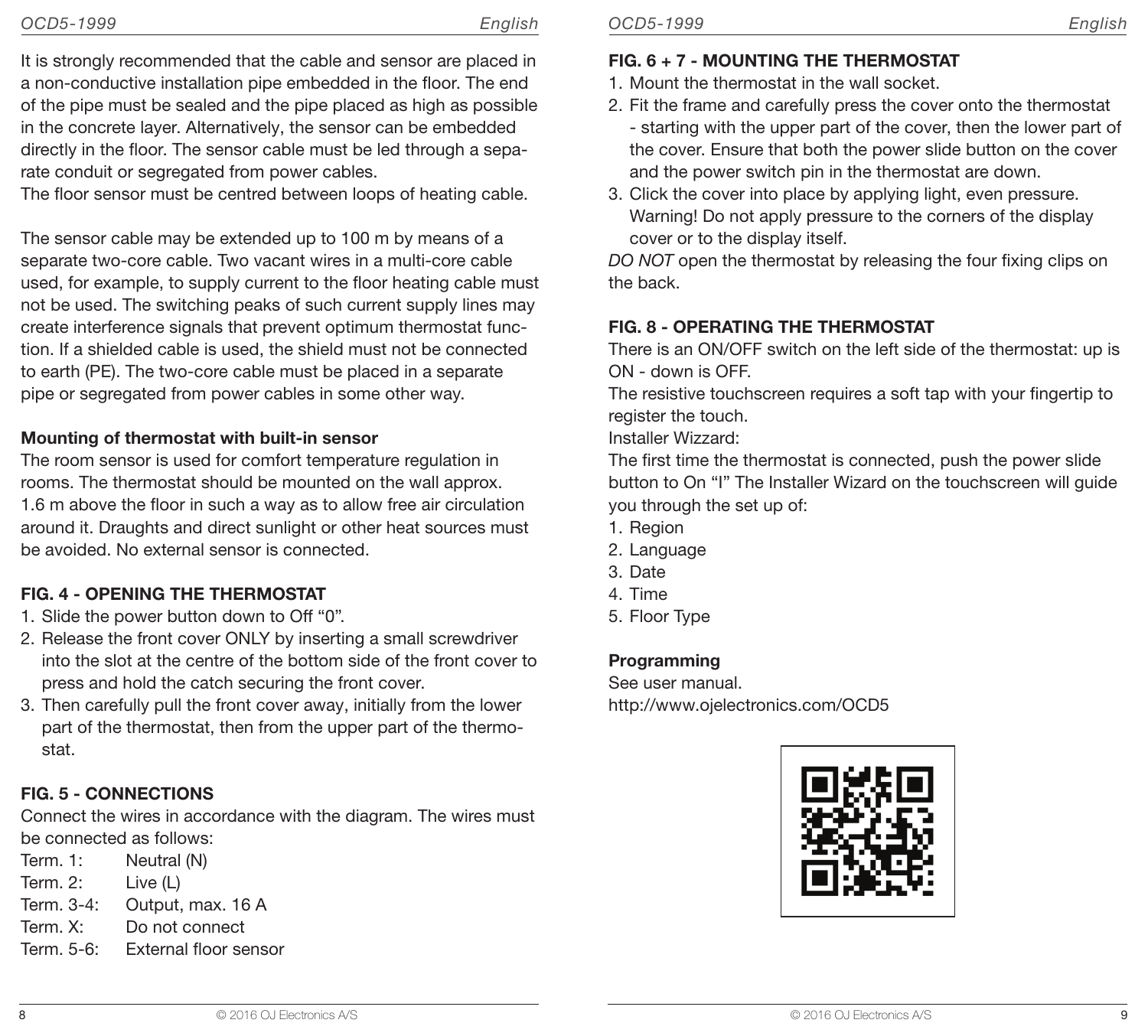It is strongly recommended that the cable and sensor are placed in a non-conductive installation pipe embedded in the floor. The end of the pipe must be sealed and the pipe placed as high as possible in the concrete layer. Alternatively, the sensor can be embedded directly in the floor. The sensor cable must be led through a separate conduit or segregated from power cables.
The floor sensor must be centred between loops of heating cable.

The sensor cable may be extended up to 100 m by means of a separate two-core cable. Two vacant wires in a multi-core cable used, for example, to supply current to the floor heating cable must not be used. The switching peaks of such current supply lines may create interference signals that prevent optimum thermostat function. If a shielded cable is used, the shield must not be connected to earth (PE). The two-core cable must be placed in a separate pipe or segregated from power cables in some other way.

**Mounting of thermostat with built-in sensor**

The room sensor is used for comfort temperature regulation in rooms. The thermostat should be mounted on the wall approx. 1.6 m above the floor in such a way as to allow free air circulation around it. Draughts and direct sunlight or other heat sources must be avoided. No external sensor is connected.

## FIG. 4 - OPENING THE THERMOSTAT

1. Slide the power button down to Off "0".
2. Release the front cover ONLY by inserting a small screwdriver into the slot at the centre of the bottom side of the front cover to press and hold the catch securing the front cover.
3. Then carefully pull the front cover away, initially from the lower part of the thermostat, then from the upper part of the thermostat.

## FIG. 5 - CONNECTIONS

Connect the wires in accordance with the diagram. The wires must be connected as follows:

| | |
|---|---|
| Term. 1: | Neutral (N) |
| Term. 2: | Live (L) |
| Term. 3-4: | Output, max. 16 A |
| Term. X: | Do not connect |
| Term. 5-6: | External floor sensor |

## FIG. 6 + 7 - MOUNTING THE THERMOSTAT

1. Mount the thermostat in the wall socket.
2. Fit the frame and carefully press the cover onto the thermostat - starting with the upper part of the cover, then the lower part of the cover. Ensure that both the power slide button on the cover and the power switch pin in the thermostat are down.
3. Click the cover into place by applying light, even pressure. Warning! Do not apply pressure to the corners of the display cover or to the display itself.

*DO NOT* open the thermostat by releasing the four fixing clips on the back.

## FIG. 8 - OPERATING THE THERMOSTAT

There is an ON/OFF switch on the left side of the thermostat: up is ON - down is OFF.
The resistive touchscreen requires a soft tap with your fingertip to register the touch.
Installer Wizzard:
The first time the thermostat is connected, push the power slide button to On "I" The Installer Wizard on the touchscreen will guide you through the set up of:

1. Region
2. Language
3. Date
4. Time
5. Floor Type

**Programming**

See user manual.
http://www.ojelectronics.com/OCD5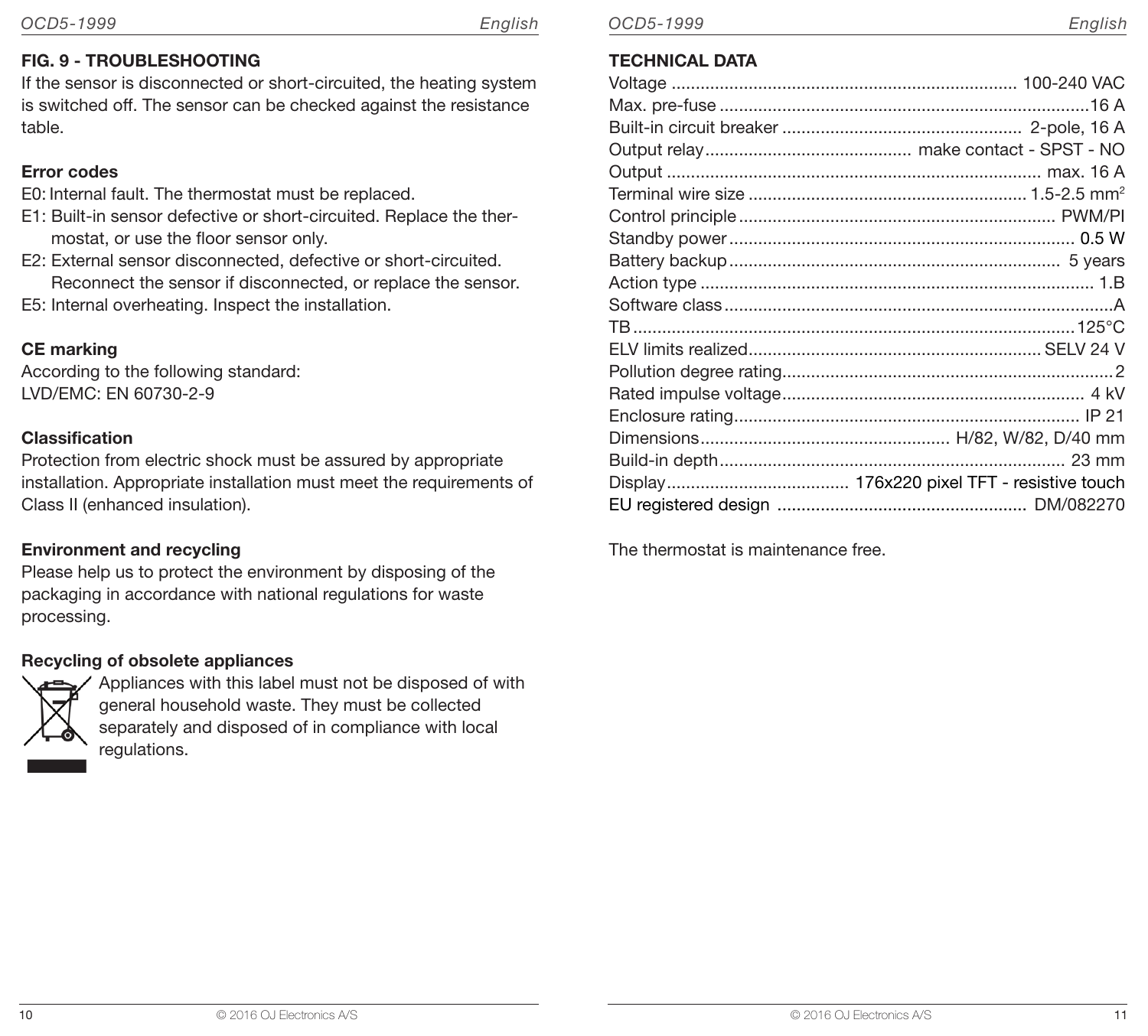## FIG. 9 - TROUBLESHOOTING

If the sensor is disconnected or short-circuited, the heating system is switched off. The sensor can be checked against the resistance table.

### Error codes

- E0: Internal fault. The thermostat must be replaced.
- E1: Built-in sensor defective or short-circuited. Replace the thermostat, or use the floor sensor only.
- E2: External sensor disconnected, defective or short-circuited. Reconnect the sensor if disconnected, or replace the sensor.
- E5: Internal overheating. Inspect the installation.

### CE marking

According to the following standard:
LVD/EMC: EN 60730-2-9

### Classification

Protection from electric shock must be assured by appropriate installation. Appropriate installation must meet the requirements of Class II (enhanced insulation).

### Environment and recycling

Please help us to protect the environment by disposing of the packaging in accordance with national regulations for waste processing.

### Recycling of obsolete appliances

Appliances with this label must not be disposed of with general household waste. They must be collected separately and disposed of in compliance with local regulations.

## TECHNICAL DATA

| | |
|---|---|
| Voltage | 100-240 VAC |
| Max. pre-fuse | 16 A |
| Built-in circuit breaker | 2-pole, 16 A |
| Output relay | make contact - SPST - NO |
| Output | max. 16 A |
| Terminal wire size | 1.5-2.5 mm$^2$ |
| Control principle | PWM/PI |
| Standby power | 0.5 W |
| Battery backup | 5 years |
| Action type | 1.B |
| Software class | A |
| TB | 125°C |
| ELV limits realized | SELV 24 V |
| Pollution degree rating | 2 |
| Rated impulse voltage | 4 kV |
| Enclosure rating | IP 21 |
| Dimensions | H/82, W/82, D/40 mm |
| Build-in depth | 23 mm |
| Display | 176x220 pixel TFT - resistive touch |
| EU registered design | DM/082270 |

The thermostat is maintenance free.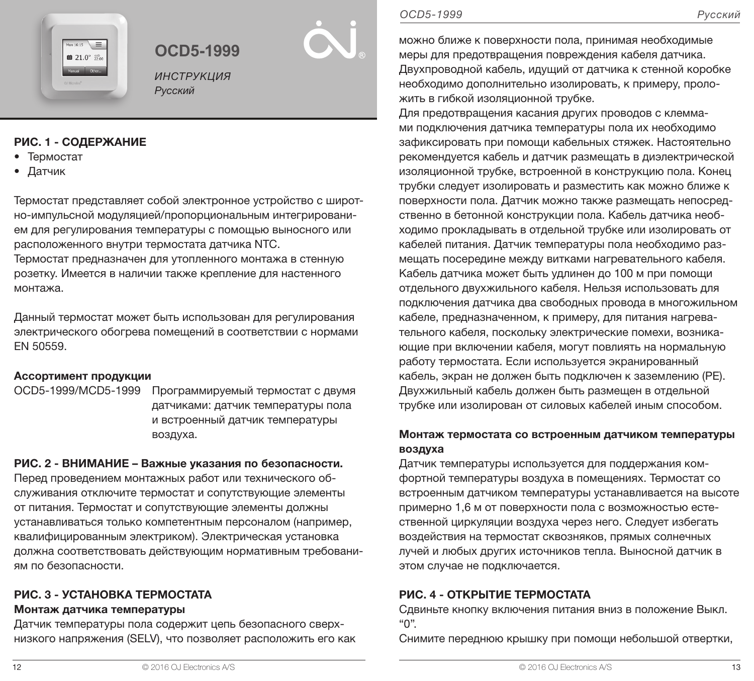# OCD5-1999

*ИНСТРУКЦИЯ*
*Русский*

**РИС. 1 - СОДЕРЖАНИЕ**

- Термостат
- Датчик

Термостат представляет собой электронное устройство с широтно-импульсной модуляцией/пропорциональным интегрированием для регулирования температуры с помощью выносного или расположенного внутри термостата датчика NTC.
Термостат предназначен для утопленного монтажа в стенную розетку. Имеется в наличии также крепление для настенного монтажа.

Данный термостат может быть использован для регулирования электрического обогрева помещений в соответствии с нормами EN 50559.

**Ассортимент продукции**

| | |
|---|---|
| OCD5-1999/MCD5-1999 | Программируемый термостат с двумя датчиками: датчик температуры пола и встроенный датчик температуры воздуха. |

**РИС. 2 - ВНИМАНИЕ – Важные указания по безопасности.**
Перед проведением монтажных работ или технического обслуживания отключите термостат и сопутствующие элементы от питания. Термостат и сопутствующие элементы должны устанавливаться только компетентным персоналом (например, квалифицированным электриком). Электрическая установка должна соответствовать действующим нормативным требованиям по безопасности.

**РИС. 3 - УСТАНОВКА ТЕРМОСТАТА**
**Монтаж датчика температуры**
Датчик температуры пола содержит цепь безопасного сверхнизкого напряжения (SELV), что позволяет расположить его как можно ближе к поверхности пола, принимая необходимые меры для предотвращения повреждения кабеля датчика. Двухпроводной кабель, идущий от датчика к стенной коробке необходимо дополнительно изолировать, к примеру, проложить в гибкой изоляционной трубке.
Для предотвращения касания других проводов с клеммами подключения датчика температуры пола их необходимо зафиксировать при помощи кабельных стяжек. Настоятельно рекомендуется кабель и датчик размещать в диэлектрической изоляционной трубке, встроенной в конструкцию пола. Конец трубки следует изолировать и разместить как можно ближе к поверхности пола. Датчик можно также размещать непосредственно в бетонной конструкции пола. Кабель датчика необходимо прокладывать в отдельной трубке или изолировать от кабелей питания. Датчик температуры пола необходимо размещать посередине между витками нагревательного кабеля. Кабель датчика может быть удлинен до 100 м при помощи отдельного двухжильного кабеля. Нельзя использовать для подключения датчика два свободных провода в многожильном кабеле, предназначенном, к примеру, для питания нагревательного кабеля, поскольку электрические помехи, возникающие при включении кабеля, могут повлиять на нормальную работу термостата. Если используется экранированный кабель, экран не должен быть подключен к заземлению (PE). Двухжильный кабель должен быть размещен в отдельной трубке или изолирован от силовых кабелей иным способом.

**Монтаж термостата со встроенным датчиком температуры воздуха**
Датчик температуры используется для поддержания комфортной температуры воздуха в помещениях. Термостат со встроенным датчиком температуры устанавливается на высоте примерно 1,6 м от поверхности пола с возможностью естественной циркуляции воздуха через него. Следует избегать воздействия на термостат сквозняков, прямых солнечных лучей и любых других источников тепла. Выносной датчик в этом случае не подключается.

**РИС. 4 - ОТКРЫТИЕ ТЕРМОСТАТА**
Сдвиньте кнопку включения питания вниз в положение Выкл. “0”.
Снимите переднюю крышку при помощи небольшой отвертки,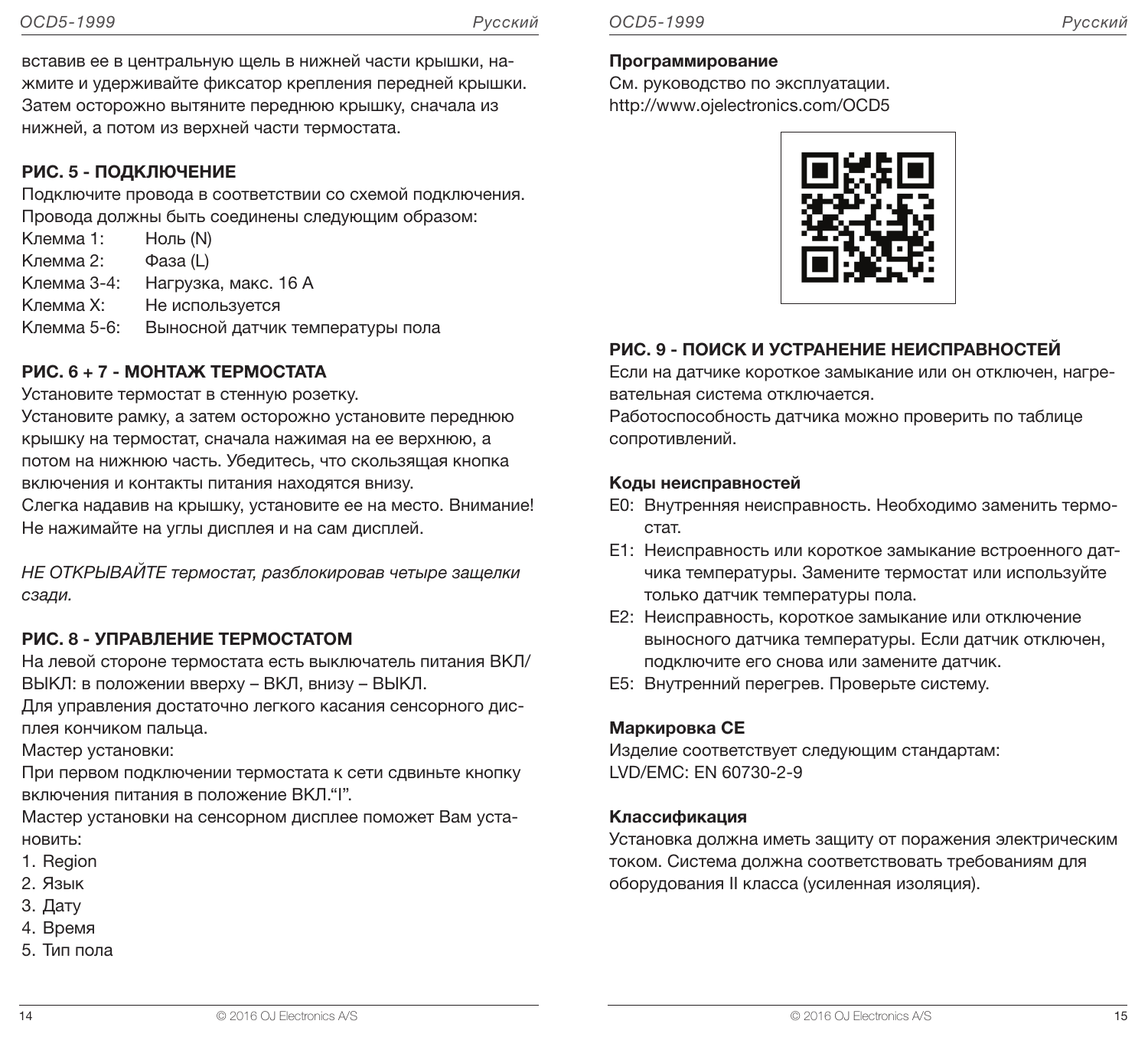вставив ее в центральную щель в нижней части крышки, нажмите и удерживайте фиксатор крепления передней крышки. Затем осторожно вытяните переднюю крышку, сначала из нижней, а потом из верхней части термостата.

## РИС. 5 - ПОДКЛЮЧЕНИЕ

Подключите провода в соответствии со схемой подключения. Провода должны быть соединены следующим образом:

| | |
|---|---|
| Клемма 1: | Ноль (N) |
| Клемма 2: | Фаза (L) |
| Клемма 3-4: | Нагрузка, макс. 16 A |
| Клемма X: | Не используется |
| Клемма 5-6: | Выносной датчик температуры пола |

## РИС. 6 + 7 - МОНТАЖ ТЕРМОСТАТА

Установите термостат в стенную розетку.
Установите рамку, а затем осторожно установите переднюю крышку на термостат, сначала нажимая на ее верхнюю, а потом на нижнюю часть. Убедитесь, что скользящая кнопка включения и контакты питания находятся внизу.
Слегка надавив на крышку, установите ее на место. Внимание! Не нажимайте на углы дисплея и на сам дисплей.

*НЕ ОТКРЫВАЙТЕ термостат, разблокировав четыре защелки сзади.*

## РИС. 8 - УПРАВЛЕНИЕ ТЕРМОСТАТОМ

На левой стороне термостата есть выключатель питания ВКЛ/ВЫКЛ: в положении вверху – ВКЛ, внизу – ВЫКЛ.
Для управления достаточно легкого касания сенсорного дисплея кончиком пальца.
Мастер установки:
При первом подключении термостата к сети сдвиньте кнопку включения питания в положение ВКЛ.“I”.
Мастер установки на сенсорном дисплее поможет Вам установить:

1. Region
2. Язык
3. Дату
4. Время
5. Тип пола

### Программирование

См. руководство по эксплуатации.
http://www.ojelectronics.com/OCD5

## РИС. 9 - ПОИСК И УСТРАНЕНИЕ НЕИСПРАВНОСТЕЙ

Если на датчике короткое замыкание или он отключен, нагревательная система отключается.
Работоспособность датчика можно проверить по таблице сопротивлений.

### Коды неисправностей

- E0: Внутренняя неисправность. Необходимо заменить термостат.
- E1: Неисправность или короткое замыкание встроенного датчика температуры. Замените термостат или используйте только датчик температуры пола.
- E2: Неисправность, короткое замыкание или отключение выносного датчика температуры. Если датчик отключен, подключите его снова или замените датчик.
- E5: Внутренний перегрев. Проверьте систему.

### Маркировка CE

Изделие соответствует следующим стандартам:
LVD/EMC: EN 60730-2-9

### Классификация

Установка должна иметь защиту от поражения электрическим током. Система должна соответствовать требованиям для оборудования II класса (усиленная изоляция).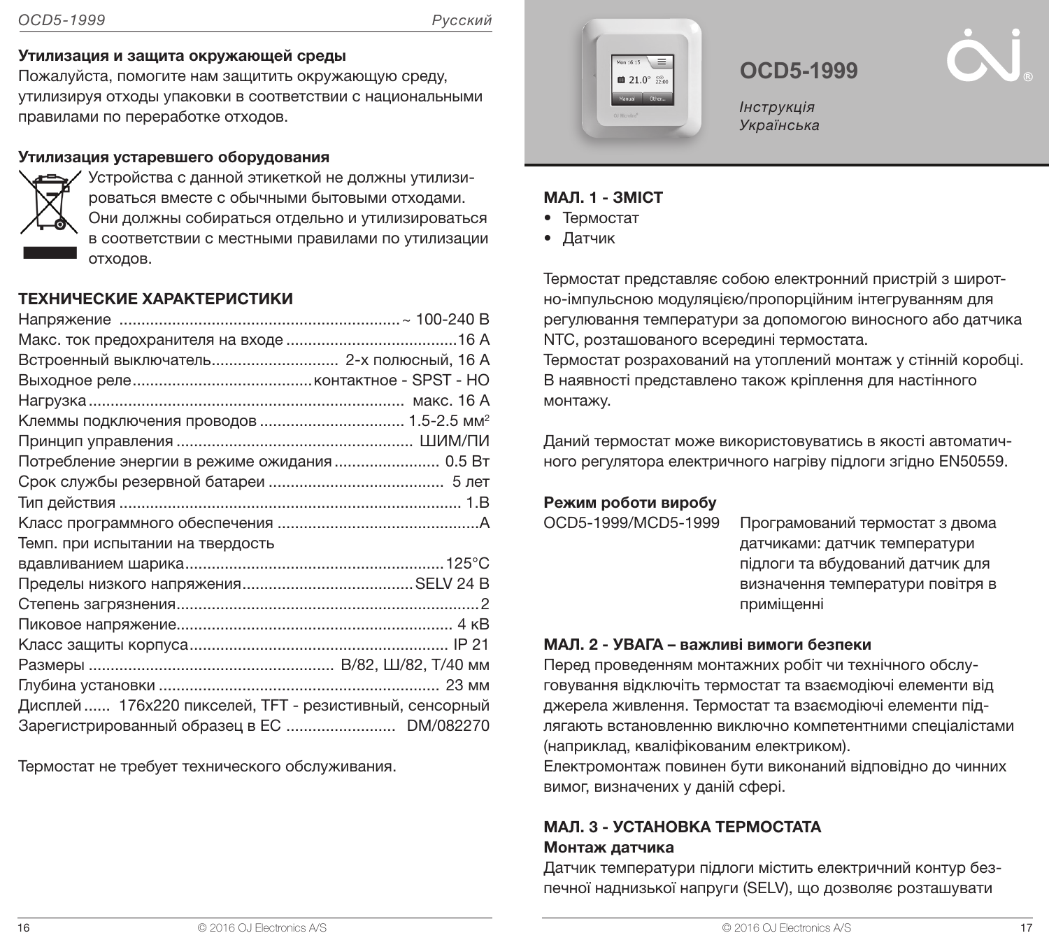### Утилизация и защита окружающей среды

Пожалуйста, помогите нам защитить окружающую среду, утилизируя отходы упаковки в соответствии с национальными правилами по переработке отходов.

### Утилизация устаревшего оборудования

Устройства с данной этикеткой не должны утилизироваться вместе с обычными бытовыми отходами. Они должны собираться отдельно и утилизироваться в соответствии с местными правилами по утилизации отходов.

## ТЕХНИЧЕСКИЕ ХАРАКТЕРИСТИКИ

| Параметр | Значение |
|---|---|
| Напряжение | ~ 100-240 В |
| Макс. ток предохранителя на входе | 16 А |
| Встроенный выключатель | 2-х полюсный, 16 А |
| Выходное реле | контактное - SPST - НО |
| Нагрузка | макс. 16 А |
| Клеммы подключения проводов | 1.5-2.5 мм² |
| Принцип управления | ШИМ/ПИ |
| Потребление энергии в режиме ожидания | 0.5 Вт |
| Срок службы резервной батареи | 5 лет |
| Тип действия | 1.В |
| Класс программного обеспечения | А |
| Темп. при испытании на твердость вдавливанием шарика | 125°C |
| Пределы низкого напряжения | SELV 24 В |
| Степень загрязнения | 2 |
| Пиковое напряжение | 4 кВ |
| Класс защиты корпуса | IP 21 |
| Размеры | В/82, Ш/82, Т/40 мм |
| Глубина установки | 23 мм |
| Дисплей | 176x220 пикселей, TFT - резистивный, сенсорный |
| Зарегистрированный образец в ЕС | DM/082270 |

Термостат не требует технического обслуживания.

# OCD5-1999

*Інструкція*
*Українська*

### МАЛ. 1 - ЗМІСТ

- Термостат
- Датчик

Термостат представляє собою електронний пристрій з широтно-імпульсною модуляцією/пропорційним інтегруванням для регулювання температури за допомогою виносного або датчика NTC, розташованого всередині термостата.
Термостат розрахований на утоплений монтаж у стінній коробці. В наявності представлено також кріплення для настінного монтажу.

Даний термостат може використовуватись в якості автоматичного регулятора електричного нагріву підлоги згідно EN50559.

**Режим роботи виробу**

| | |
|---|---|
| OCD5-1999/MCD5-1999 | Програмований термостат з двома датчиками: датчик температури підлоги та вбудований датчик для визначення температури повітря в приміщенні |

### МАЛ. 2 - УВАГА – важливі вимоги безпеки

Перед проведенням монтажних робіт чи технічного обслуговування відключіть термостат та взаємодіючі елементи від джерела живлення. Термостат та взаємодіючі елементи підлягають встановленню виключно компетентними спеціалістами (наприклад, кваліфікованим електриком).
Електромонтаж повинен бути виконаний відповідно до чинних вимог, визначених у даній сфері.

### МАЛ. 3 - УСТАНОВКА ТЕРМОСТАТА

**Монтаж датчика**

Датчик температури підлоги містить електричний контур безпечної наднизької напруги (SELV), що дозволяє розташувати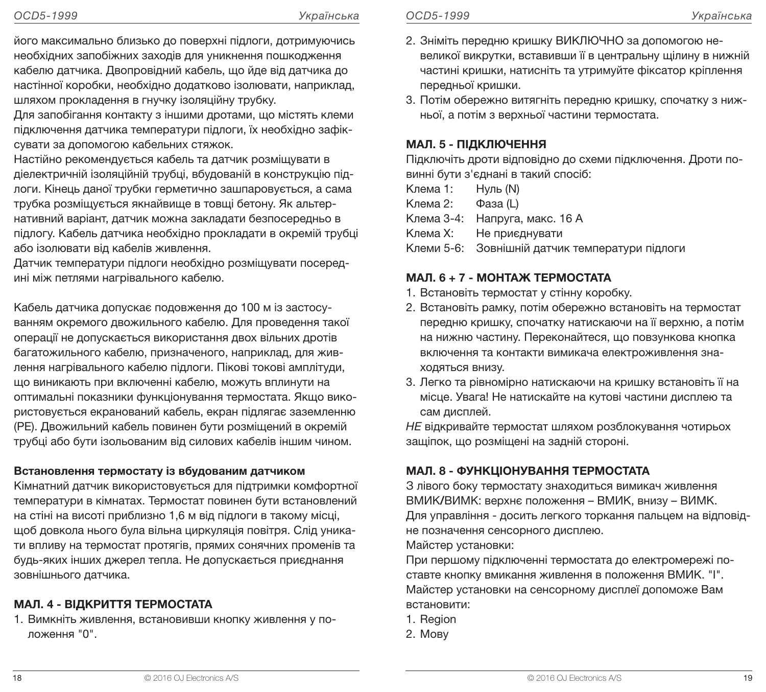його максимально близько до поверхні підлоги, дотримуючись необхідних запобіжних заходів для уникнення пошкодження кабелю датчика. Двопровідний кабель, що йде від датчика до настінної коробки, необхідно додатково ізолювати, наприклад, шляхом прокладення в гнучку ізоляційну трубку.
Для запобігання контакту з іншими дротами, що містять клеми підключення датчика температури підлоги, їх необхідно зафіксувати за допомогою кабельних стяжок.
Настійно рекомендується кабель та датчик розміщувати в діелектричній ізоляційній трубці, вбудованій в конструкцію підлоги. Кінець даної трубки герметично зашпаровується, а сама трубка розміщується якнайвище в товщі бетону. Як альтернативний варіант, датчик можна закладати безпосередньо в підлогу. Кабель датчика необхідно прокладати в окремій трубці або ізолювати від кабелів живлення.
Датчик температури підлоги необхідно розміщувати посередині між петлями нагрівального кабелю.

Кабель датчика допускає подовження до 100 м із застосуванням окремого двожильного кабелю. Для проведення такої операції не допускається використання двох вільних дротів багатожильного кабелю, призначеного, наприклад, для живлення нагрівального кабелю підлоги. Пікові токові амплітуди, що виникають при включенні кабелю, можуть вплинути на оптимальні показники функціонування термостата. Якщо використовується екранований кабель, екран підлягає заземленню (PE). Двожильний кабель повинен бути розміщений в окремій трубці або бути ізольованим від силових кабелів іншим чином.

**Встановлення термостату із вбудованим датчиком**

Кімнатний датчик використовується для підтримки комфортної температури в кімнатах. Термостат повинен бути встановлений на стіні на висоті приблизно 1,6 м від підлоги в такому місці, щоб довкола нього була вільна циркуляція повітря. Слід уникати впливу на термостат протягів, прямих сонячних променів та будь-яких інших джерел тепла. Не допускається приєднання зовнішнього датчика.

## МАЛ. 4 - ВІДКРИТТЯ ТЕРМОСТАТА

1. Вимкніть живлення, встановивши кнопку живлення у положення "0".
2. Зніміть передню кришку ВИКЛЮЧНО за допомогою невеликої викрутки, вставивши її в центральну щілину в нижній частині кришки, натисніть та утримуйте фіксатор кріплення передньої кришки.
3. Потім обережно витягніть передню кришку, спочатку з нижньої, а потім з верхньої частини термостата.

## МАЛ. 5 - ПІДКЛЮЧЕННЯ

Підключіть дроти відповідно до схеми підключення. Дроти повинні бути з'єднані в такий спосіб:

Клема 1: Нуль (N)
Клема 2: Фаза (L)
Клема 3-4: Напруга, макс. 16 А
Клема X: Не приєднувати
Клеми 5-6: Зовнішній датчик температури підлоги

## МАЛ. 6 + 7 - МОНТАЖ ТЕРМОСТАТА

1. Встановіть термостат у стінну коробку.
2. Встановіть рамку, потім обережно встановіть на термостат передню кришку, спочатку натискаючи на її верхню, а потім на нижню частину. Переконайтеся, що повзункова кнопка включення та контакти вимикача електроживлення знаходяться внизу.
3. Легко та рівномірно натискаючи на кришку встановіть її на місце. Увага! Не натискайте на кутові частини дисплею та сам дисплей.

*НЕ* відкривайте термостат шляхом розблокування чотирьох защіпок, що розміщені на задній стороні.

## МАЛ. 8 - ФУНКЦІОНУВАННЯ ТЕРМОСТАТА

З лівого боку термостату знаходиться вимикач живлення ВМИК/ВИМК: верхнє положення – ВМИК, внизу – ВИМК.
Для управління - досить легкого торкання пальцем на відповідне позначення сенсорного дисплею.
Майстер установки:
При першому підключенні термостата до електромережі поставте кнопку вмикання живлення в положення ВМИК. "I".
Майстер установки на сенсорному дисплеї допоможе Вам встановити:

1. Region
2. Мову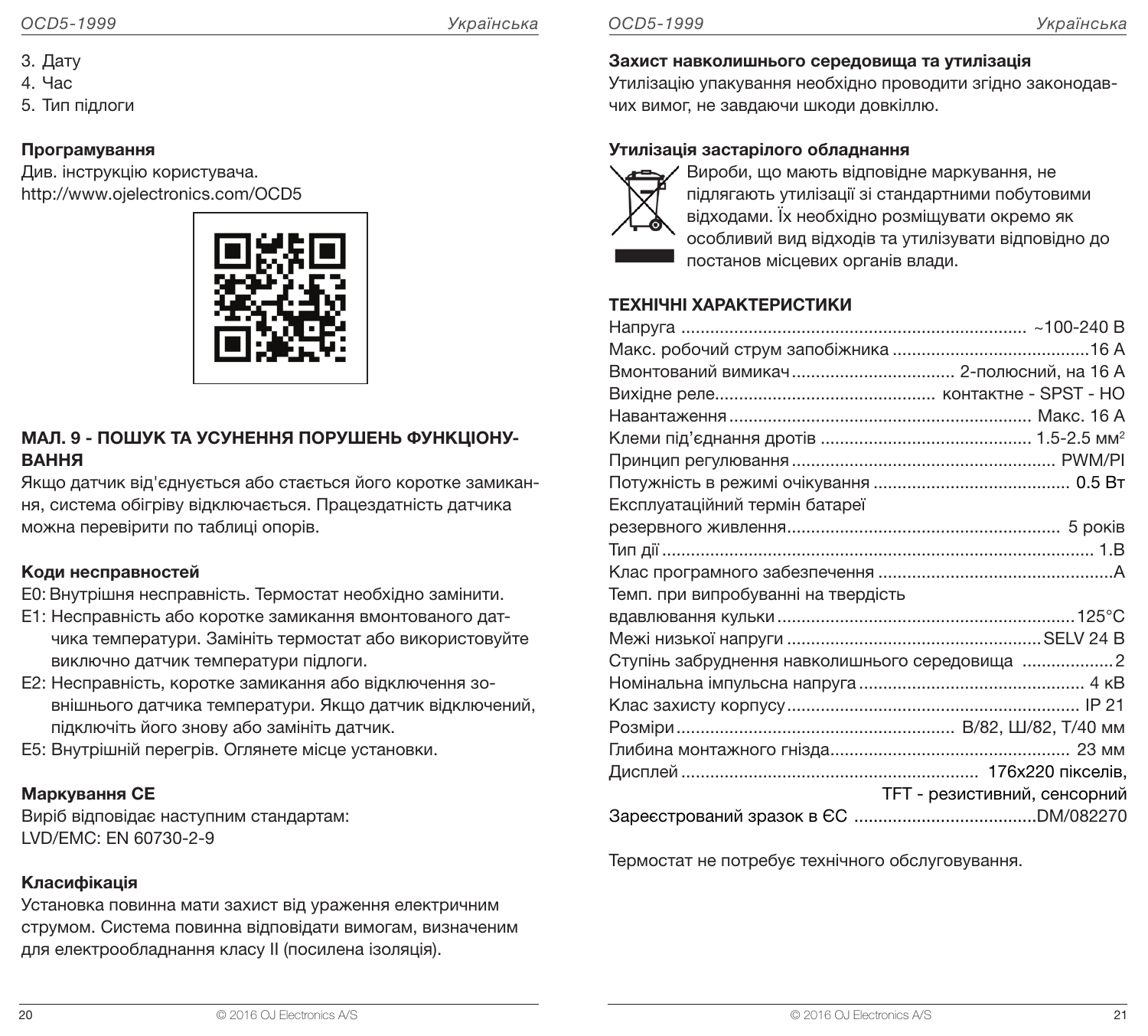3. Дату
4. Час
5. Тип підлоги

**Програмування**

Див. інструкцію користувача.
http://www.ojelectronics.com/OCD5

## МАЛ. 9 - ПОШУК ТА УСУНЕННЯ ПОРУШЕНЬ ФУНКЦІОНУВАННЯ

Якщо датчик від'єднується або стається його коротке замикання, система обігріву відключається. Працездатність датчика можна перевірити по таблиці опорів.

**Коди несправностей**

E0: Внутрішня несправність. Термостат необхідно замінити.
E1: Несправність або коротке замикання вмонтованого датчика температури. Замініть термостат або використовуйте виключно датчик температури підлоги.
E2: Несправність, коротке замикання або відключення зовнішнього датчика температури. Якщо датчик відключений, підключіть його знову або замініть датчик.
E5: Внутрішній перегрів. Оглянете місце установки.

**Маркування CE**

Виріб відповідає наступним стандартам:
LVD/EMC: EN 60730-2-9

**Класифікація**

Установка повинна мати захист від ураження електричним струмом. Система повинна відповідати вимогам, визначеним для електрообладнання класу II (посилена ізоляція).

**Захист навколишнього середовища та утилізація**

Утилізацію упакування необхідно проводити згідно законодавчих вимог, не завдаючи шкоди довкіллю.

**Утилізація застарілого обладнання**

Вироби, що мають відповідне маркування, не підлягають утилізації зі стандартними побутовими відходами. Їх необхідно розміщувати окремо як особливий вид відходів та утилізувати відповідно до постанов місцевих органів влади.

## ТЕХНІЧНІ ХАРАКТЕРИСТИКИ

| | |
|---|---|
| Напруга | ~100-240 В |
| Макс. робочий струм запобіжника | 16 А |
| Вмонтований вимикач | 2-полюсний, на 16 А |
| Вихідне реле | контактне - SPST - НО |
| Навантаження | Макс. 16 А |
| Клеми під'єднання дротів | 1.5-2.5 мм$^2$ |
| Принцип регулювання | PWM/PI |
| Потужність в режимі очікування | 0.5 Вт |
| Експлуатаційний термін батареї резервного живлення | 5 років |
| Тип дії | 1.B |
| Клас програмного забезпечення | A |
| Темп. при випробуванні на твердість вдавлювання кульки | 125°C |
| Межі низької напруги | SELV 24 В |
| Ступінь забруднення навколишнього середовища | 2 |
| Номінальна імпульсна напруга | 4 кВ |
| Клас захисту корпусу | IP 21 |
| Розміри | В/82, Ш/82, Т/40 мм |
| Глибина монтажного гнізда | 23 мм |
| Дисплей | 176x220 пікселів, TFT - резистивний, сенсорний |
| Зареєстрований зразок в ЄС | DM/082270 |

Термостат не потребує технічного обслуговування.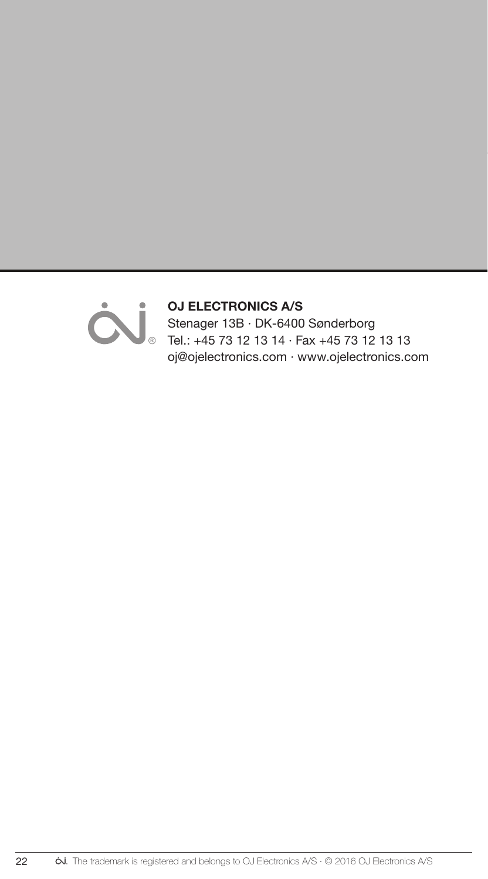**OJ ELECTRONICS A/S**

Stenager 13B · DK-6400 Sønderborg

Tel.: +45 73 12 13 14 · Fax +45 73 12 13 13

oj@ojelectronics.com · www.ojelectronics.com

The trademark is registered and belongs to OJ Electronics A/S · © 2016 OJ Electronics A/S